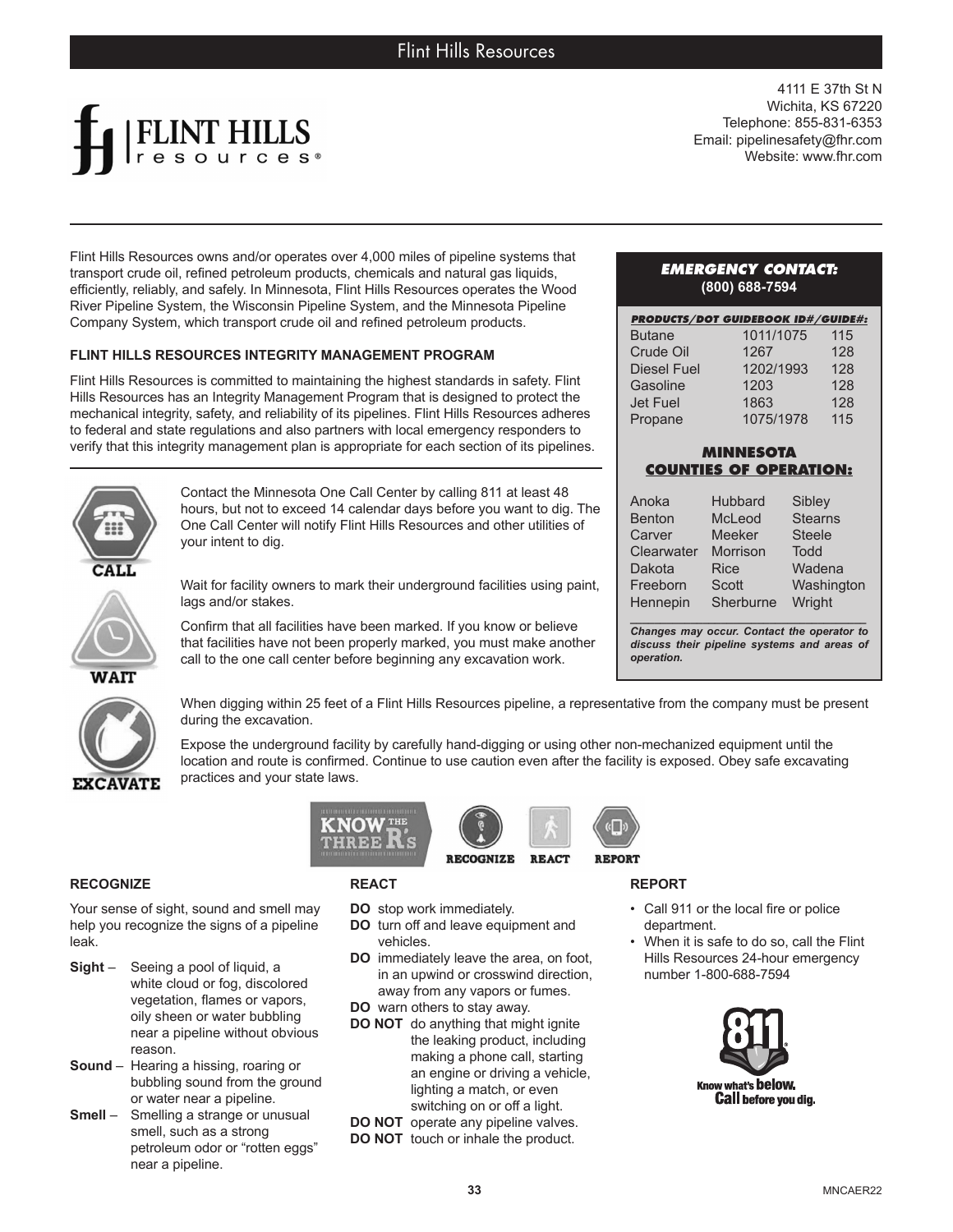# Flint Hills Resources

4111 E 37th St N
Wichita, KS 67220
Telephone: 855-831-6353
Email: pipelinesafety@fhr.com
Website: www.fhr.com

Flint Hills Resources owns and/or operates over 4,000 miles of pipeline systems that transport crude oil, refined petroleum products, chemicals and natural gas liquids, efficiently, reliably, and safely. In Minnesota, Flint Hills Resources operates the Wood River Pipeline System, the Wisconsin Pipeline System, and the Minnesota Pipeline Company System, which transport crude oil and refined petroleum products.

**FLINT HILLS RESOURCES INTEGRITY MANAGEMENT PROGRAM**

Flint Hills Resources is committed to maintaining the highest standards in safety. Flint Hills Resources has an Integrity Management Program that is designed to protect the mechanical integrity, safety, and reliability of its pipelines. Flint Hills Resources adheres to federal and state regulations and also partners with local emergency responders to verify that this integrity management plan is appropriate for each section of its pipelines.

**CALL**

Contact the Minnesota One Call Center by calling 811 at least 48 hours, but not to exceed 14 calendar days before you want to dig. The One Call Center will notify Flint Hills Resources and other utilities of your intent to dig.

**WAIT**

Wait for facility owners to mark their underground facilities using paint, lags and/or stakes.

Confirm that all facilities have been marked. If you know or believe that facilities have not been properly marked, you must make another call to the one call center before beginning any excavation work.

**EXCAVATE**

When digging within 25 feet of a Flint Hills Resources pipeline, a representative from the company must be present during the excavation.

Expose the underground facility by carefully hand-digging or using other non-mechanized equipment until the location and route is confirmed. Continue to use caution even after the facility is exposed. Obey safe excavating practices and your state laws.

***EMERGENCY CONTACT:***
**(800) 688-7594**

***PRODUCTS/DOT GUIDEBOOK ID#/GUIDE#:***

| Product | ID# | Guide# |
|---|---|---|
| Butane | 1011/1075 | 115 |
| Crude Oil | 1267 | 128 |
| Diesel Fuel | 1202/1993 | 128 |
| Gasoline | 1203 | 128 |
| Jet Fuel | 1863 | 128 |
| Propane | 1075/1978 | 115 |

**MINNESOTA COUNTIES OF OPERATION:**

| | | |
|---|---|---|
| Anoka | Hubbard | Sibley |
| Benton | McLeod | Stearns |
| Carver | Meeker | Steele |
| Clearwater | Morrison | Todd |
| Dakota | Rice | Wadena |
| Freeborn | Scott | Washington |
| Hennepin | Sherburne | Wright |

***Changes may occur. Contact the operator to discuss their pipeline systems and areas of operation.***

KNOW THE THREE R's: RECOGNIZE · REACT · REPORT

**RECOGNIZE**

Your sense of sight, sound and smell may help you recognize the signs of a pipeline leak.

- **Sight** – Seeing a pool of liquid, a white cloud or fog, discolored vegetation, flames or vapors, oily sheen or water bubbling near a pipeline without obvious reason.
- **Sound** – Hearing a hissing, roaring or bubbling sound from the ground or water near a pipeline.
- **Smell** – Smelling a strange or unusual smell, such as a strong petroleum odor or "rotten eggs" near a pipeline.

**REACT**

- **DO** stop work immediately.
- **DO** turn off and leave equipment and vehicles.
- **DO** immediately leave the area, on foot, in an upwind or crosswind direction, away from any vapors or fumes.
- **DO** warn others to stay away.
- **DO NOT** do anything that might ignite the leaking product, including making a phone call, starting an engine or driving a vehicle, lighting a match, or even switching on or off a light.
- **DO NOT** operate any pipeline valves.
- **DO NOT** touch or inhale the product.

**REPORT**

- Call 911 or the local fire or police department.
- When it is safe to do so, call the Flint Hills Resources 24-hour emergency number 1-800-688-7594

811 Know what's **below.** **Call** before you dig.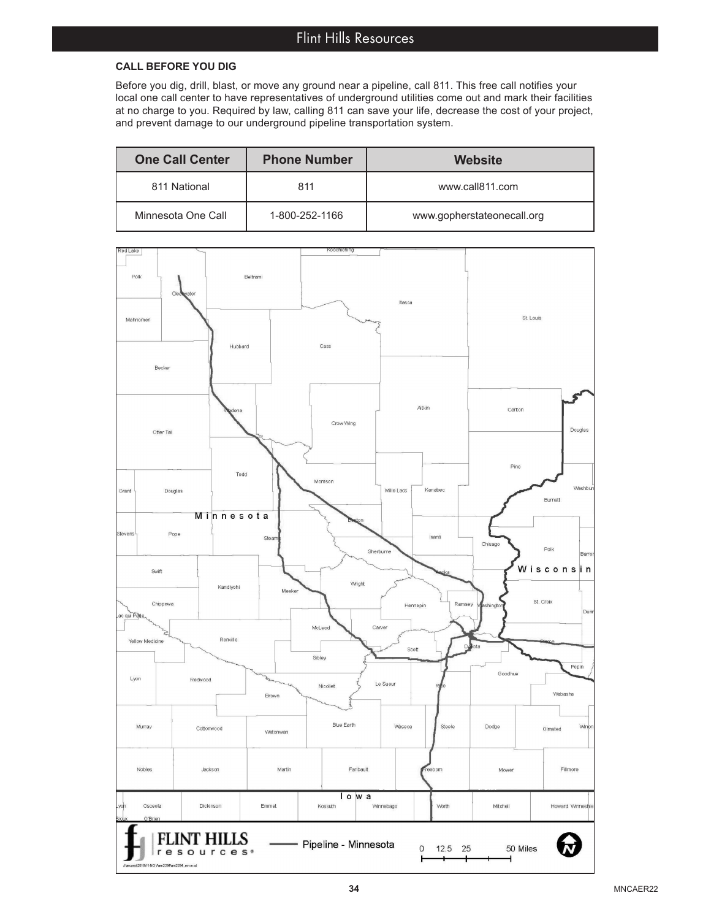## CALL BEFORE YOU DIG

Before you dig, drill, blast, or move any ground near a pipeline, call 811. This free call notifies your local one call center to have representatives of underground utilities come out and mark their facilities at no charge to you. Required by law, calling 811 can save your life, decrease the cost of your project, and prevent damage to our underground pipeline transportation system.

| One Call Center | Phone Number | Website |
|---|---|---|
| 811 National | 811 | www.call811.com |
| Minnesota One Call | 1-800-252-1166 | www.gopherstateonecall.org |

Minnesota

Wisconsin

Iowa

FLINT HILLS resources

Pipeline - Minnesota

0 12.5 25 50 Miles